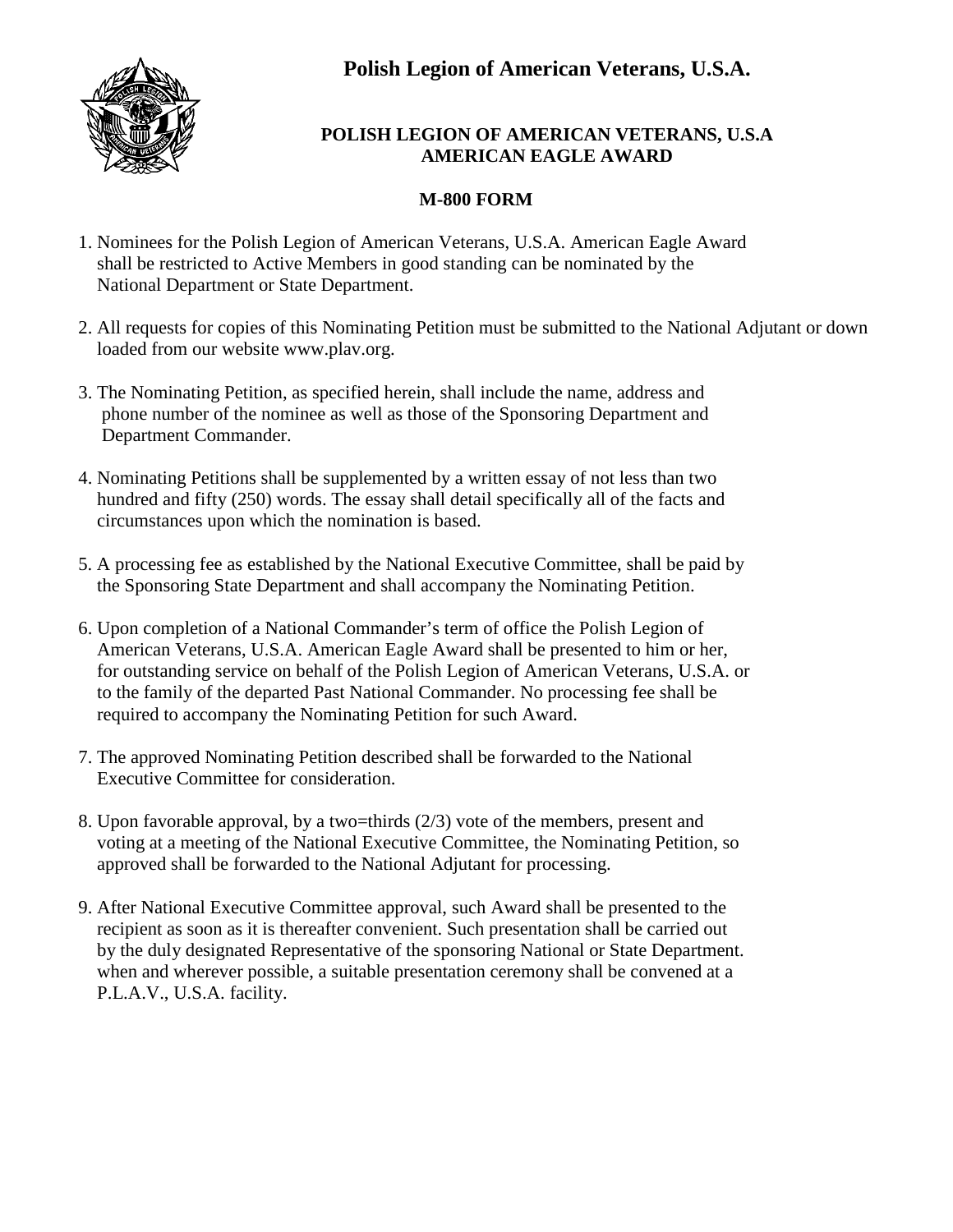# Polish Legion of American Veterans, U.S.A.

## POLISH LEGION OF AMERICAN VETERANS, U.S.A
## AMERICAN EAGLE AWARD

### M-800 FORM

1. Nominees for the Polish Legion of American Veterans, U.S.A. American Eagle Award shall be restricted to Active Members in good standing can be nominated by the National Department or State Department.

2. All requests for copies of this Nominating Petition must be submitted to the National Adjutant or down loaded from our website www.plav.org.

3. The Nominating Petition, as specified herein, shall include the name, address and phone number of the nominee as well as those of the Sponsoring Department and Department Commander.

4. Nominating Petitions shall be supplemented by a written essay of not less than two hundred and fifty (250) words. The essay shall detail specifically all of the facts and circumstances upon which the nomination is based.

5. A processing fee as established by the National Executive Committee, shall be paid by the Sponsoring State Department and shall accompany the Nominating Petition.

6. Upon completion of a National Commander's term of office the Polish Legion of American Veterans, U.S.A. American Eagle Award shall be presented to him or her, for outstanding service on behalf of the Polish Legion of American Veterans, U.S.A. or to the family of the departed Past National Commander. No processing fee shall be required to accompany the Nominating Petition for such Award.

7. The approved Nominating Petition described shall be forwarded to the National Executive Committee for consideration.

8. Upon favorable approval, by a two=thirds (2/3) vote of the members, present and voting at a meeting of the National Executive Committee, the Nominating Petition, so approved shall be forwarded to the National Adjutant for processing.

9. After National Executive Committee approval, such Award shall be presented to the recipient as soon as it is thereafter convenient. Such presentation shall be carried out by the duly designated Representative of the sponsoring National or State Department. when and wherever possible, a suitable presentation ceremony shall be convened at a P.L.A.V., U.S.A. facility.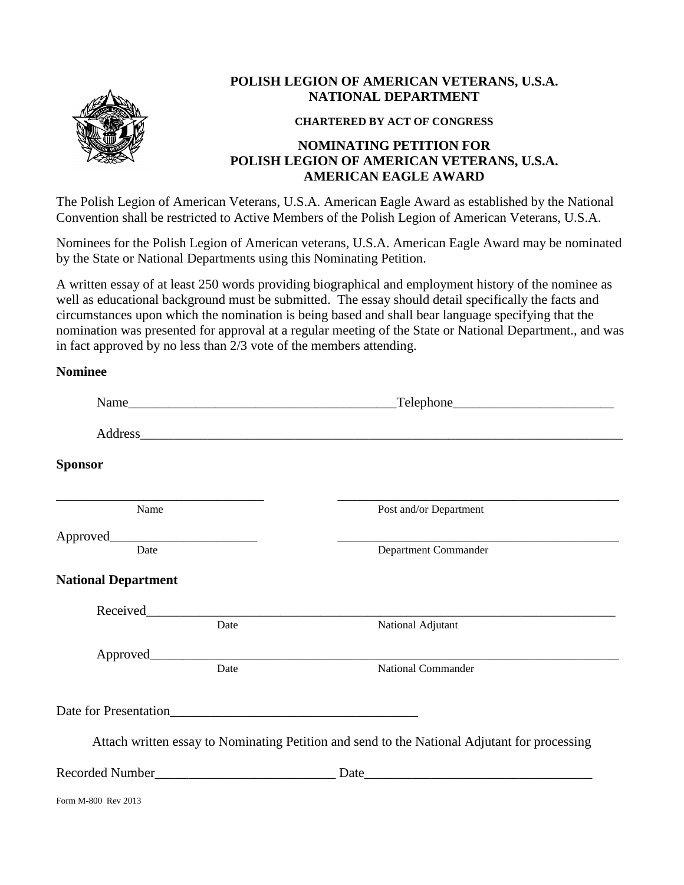# POLISH LEGION OF AMERICAN VETERANS, U.S.A.
# NATIONAL DEPARTMENT

**CHARTERED BY ACT OF CONGRESS**

## NOMINATING PETITION FOR POLISH LEGION OF AMERICAN VETERANS, U.S.A. AMERICAN EAGLE AWARD

The Polish Legion of American Veterans, U.S.A. American Eagle Award as established by the National Convention shall be restricted to Active Members of the Polish Legion of American Veterans, U.S.A.

Nominees for the Polish Legion of American veterans, U.S.A. American Eagle Award may be nominated by the State or National Departments using this Nominating Petition.

A written essay of at least 250 words providing biographical and employment history of the nominee as well as educational background must be submitted. The essay should detail specifically the facts and circumstances upon which the nomination is being based and shall bear language specifying that the nomination was presented for approval at a regular meeting of the State or National Department., and was in fact approved by no less than 2/3 vote of the members attending.

**Nominee**

Name________________________________________Telephone________________________

Address____________________________________________________________________________

**Sponsor**

________________________________ ____________________________________________
Name Post and/or Department

Approved______________________ ____________________________________________
Date Department Commander

**National Department**

Received_____________________________________________________________________
Date National Adjutant

Approved_____________________________________________________________________
Date National Commander

Date for Presentation______________________________________

Attach written essay to Nominating Petition and send to the National Adjutant for processing

Recorded Number___________________________ Date__________________________________

Form M-800 Rev 2013